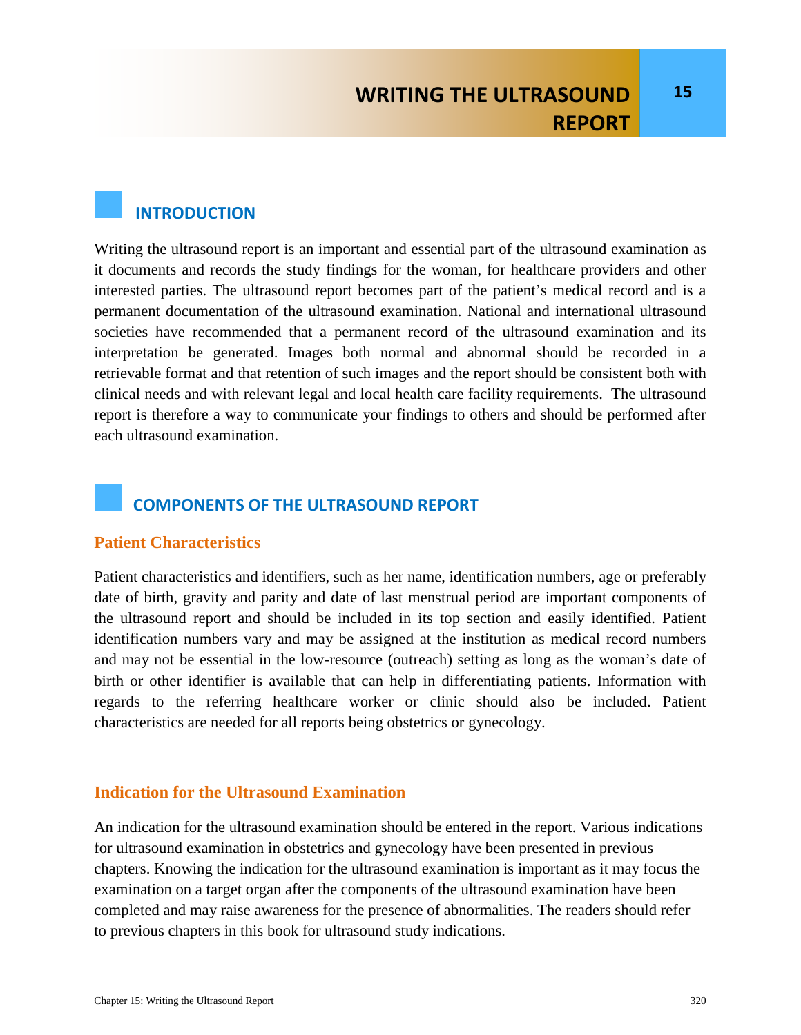# WRITING THE ULTRASOUND REPORT

## INTRODUCTION

Writing the ultrasound report is an important and essential part of the ultrasound examination as it documents and records the study findings for the woman, for healthcare providers and other interested parties. The ultrasound report becomes part of the patient's medical record and is a permanent documentation of the ultrasound examination. National and international ultrasound societies have recommended that a permanent record of the ultrasound examination and its interpretation be generated. Images both normal and abnormal should be recorded in a retrievable format and that retention of such images and the report should be consistent both with clinical needs and with relevant legal and local health care facility requirements. The ultrasound report is therefore a way to communicate your findings to others and should be performed after each ultrasound examination.

## COMPONENTS OF THE ULTRASOUND REPORT

### Patient Characteristics

Patient characteristics and identifiers, such as her name, identification numbers, age or preferably date of birth, gravity and parity and date of last menstrual period are important components of the ultrasound report and should be included in its top section and easily identified. Patient identification numbers vary and may be assigned at the institution as medical record numbers and may not be essential in the low-resource (outreach) setting as long as the woman's date of birth or other identifier is available that can help in differentiating patients. Information with regards to the referring healthcare worker or clinic should also be included. Patient characteristics are needed for all reports being obstetrics or gynecology.

### Indication for the Ultrasound Examination

An indication for the ultrasound examination should be entered in the report. Various indications for ultrasound examination in obstetrics and gynecology have been presented in previous chapters. Knowing the indication for the ultrasound examination is important as it may focus the examination on a target organ after the components of the ultrasound examination have been completed and may raise awareness for the presence of abnormalities. The readers should refer to previous chapters in this book for ultrasound study indications.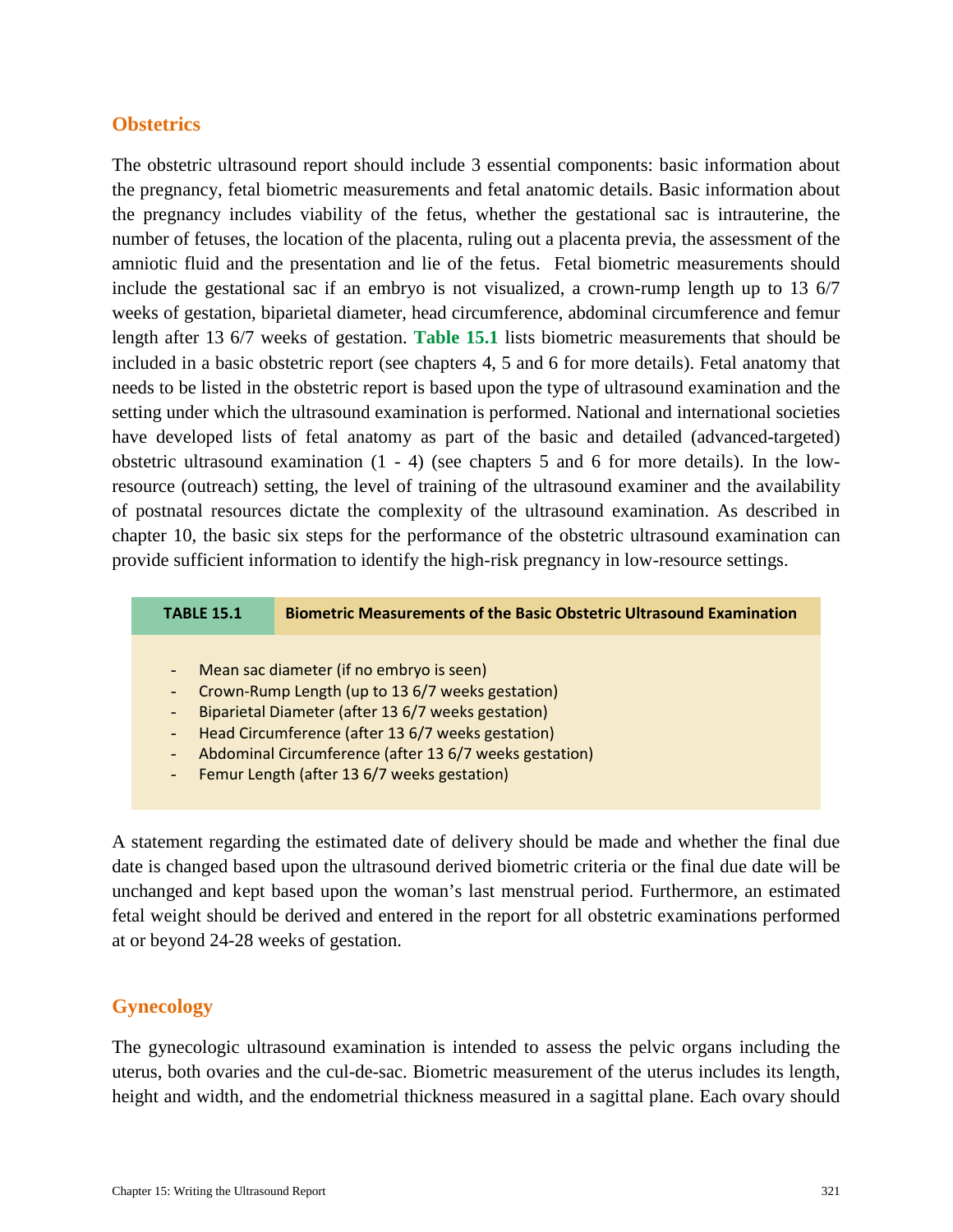## Obstetrics

The obstetric ultrasound report should include 3 essential components: basic information about the pregnancy, fetal biometric measurements and fetal anatomic details. Basic information about the pregnancy includes viability of the fetus, whether the gestational sac is intrauterine, the number of fetuses, the location of the placenta, ruling out a placenta previa, the assessment of the amniotic fluid and the presentation and lie of the fetus. Fetal biometric measurements should include the gestational sac if an embryo is not visualized, a crown-rump length up to 13 6/7 weeks of gestation, biparietal diameter, head circumference, abdominal circumference and femur length after 13 6/7 weeks of gestation. **Table 15.1** lists biometric measurements that should be included in a basic obstetric report (see chapters 4, 5 and 6 for more details). Fetal anatomy that needs to be listed in the obstetric report is based upon the type of ultrasound examination and the setting under which the ultrasound examination is performed. National and international societies have developed lists of fetal anatomy as part of the basic and detailed (advanced-targeted) obstetric ultrasound examination (1 - 4) (see chapters 5 and 6 for more details). In the low-resource (outreach) setting, the level of training of the ultrasound examiner and the availability of postnatal resources dictate the complexity of the ultrasound examination. As described in chapter 10, the basic six steps for the performance of the obstetric ultrasound examination can provide sufficient information to identify the high-risk pregnancy in low-resource settings.

| TABLE 15.1 | Biometric Measurements of the Basic Obstetric Ultrasound Examination |
|---|---|

- Mean sac diameter (if no embryo is seen)
- Crown-Rump Length (up to 13 6/7 weeks gestation)
- Biparietal Diameter (after 13 6/7 weeks gestation)
- Head Circumference (after 13 6/7 weeks gestation)
- Abdominal Circumference (after 13 6/7 weeks gestation)
- Femur Length (after 13 6/7 weeks gestation)

A statement regarding the estimated date of delivery should be made and whether the final due date is changed based upon the ultrasound derived biometric criteria or the final due date will be unchanged and kept based upon the woman's last menstrual period. Furthermore, an estimated fetal weight should be derived and entered in the report for all obstetric examinations performed at or beyond 24-28 weeks of gestation.

## Gynecology

The gynecologic ultrasound examination is intended to assess the pelvic organs including the uterus, both ovaries and the cul-de-sac. Biometric measurement of the uterus includes its length, height and width, and the endometrial thickness measured in a sagittal plane. Each ovary should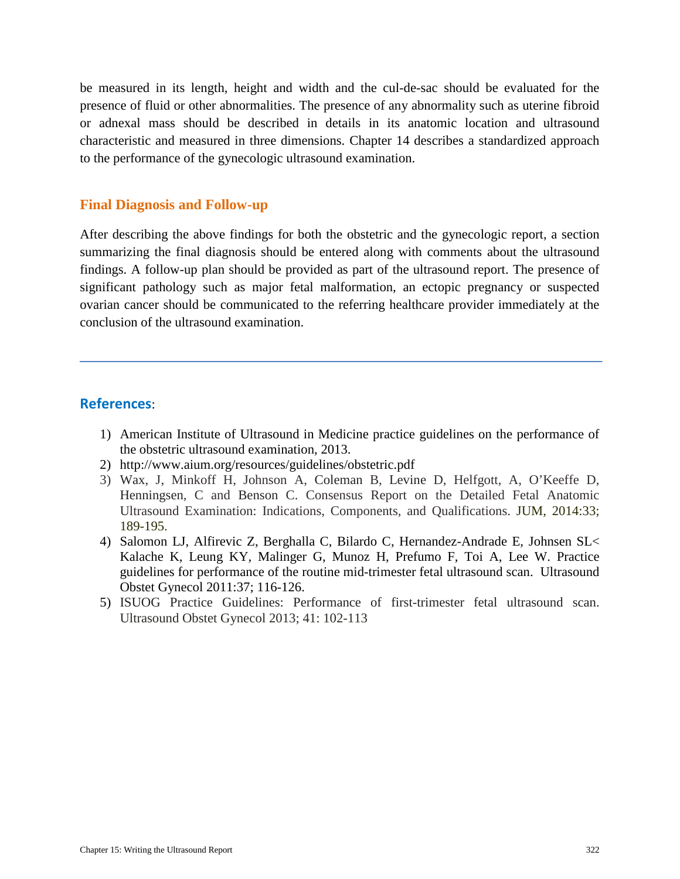be measured in its length, height and width and the cul-de-sac should be evaluated for the presence of fluid or other abnormalities. The presence of any abnormality such as uterine fibroid or adnexal mass should be described in details in its anatomic location and ultrasound characteristic and measured in three dimensions. Chapter 14 describes a standardized approach to the performance of the gynecologic ultrasound examination.

## Final Diagnosis and Follow-up

After describing the above findings for both the obstetric and the gynecologic report, a section summarizing the final diagnosis should be entered along with comments about the ultrasound findings. A follow-up plan should be provided as part of the ultrasound report. The presence of significant pathology such as major fetal malformation, an ectopic pregnancy or suspected ovarian cancer should be communicated to the referring healthcare provider immediately at the conclusion of the ultrasound examination.

---

## References:

1) American Institute of Ultrasound in Medicine practice guidelines on the performance of the obstetric ultrasound examination, 2013.
2) http://www.aium.org/resources/guidelines/obstetric.pdf
3) Wax, J, Minkoff H, Johnson A, Coleman B, Levine D, Helfgott, A, O'Keeffe D, Henningsen, C and Benson C. Consensus Report on the Detailed Fetal Anatomic Ultrasound Examination: Indications, Components, and Qualifications. JUM, 2014:33; 189-195.
4) Salomon LJ, Alfirevic Z, Berghalla C, Bilardo C, Hernandez-Andrade E, Johnsen SL< Kalache K, Leung KY, Malinger G, Munoz H, Prefumo F, Toi A, Lee W. Practice guidelines for performance of the routine mid-trimester fetal ultrasound scan. Ultrasound Obstet Gynecol 2011:37; 116-126.
5) ISUOG Practice Guidelines: Performance of first-trimester fetal ultrasound scan. Ultrasound Obstet Gynecol 2013; 41: 102-113